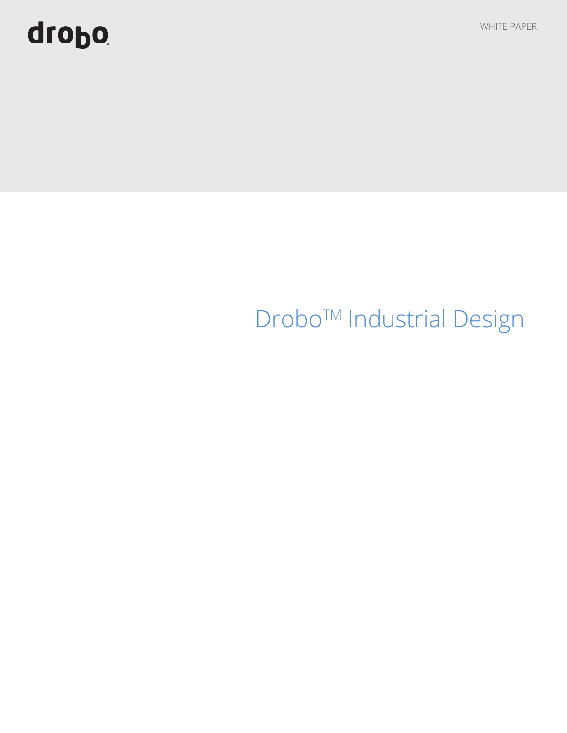drobo

WHITE PAPER

# Drobo™ Industrial Design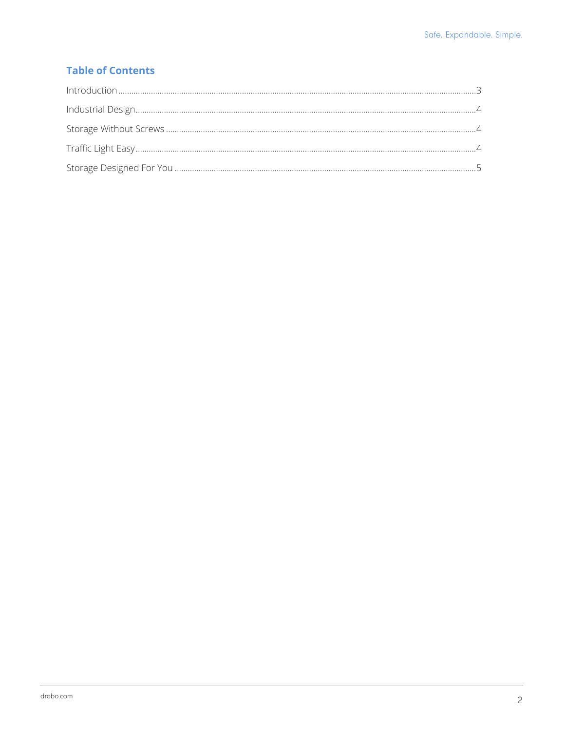## Table of Contents

Introduction ........................................................................ 3

Industrial Design ................................................................... 4

Storage Without Screws ........................................................... 4

Traffic Light Easy ................................................................... 4

Storage Designed For You ........................................................ 5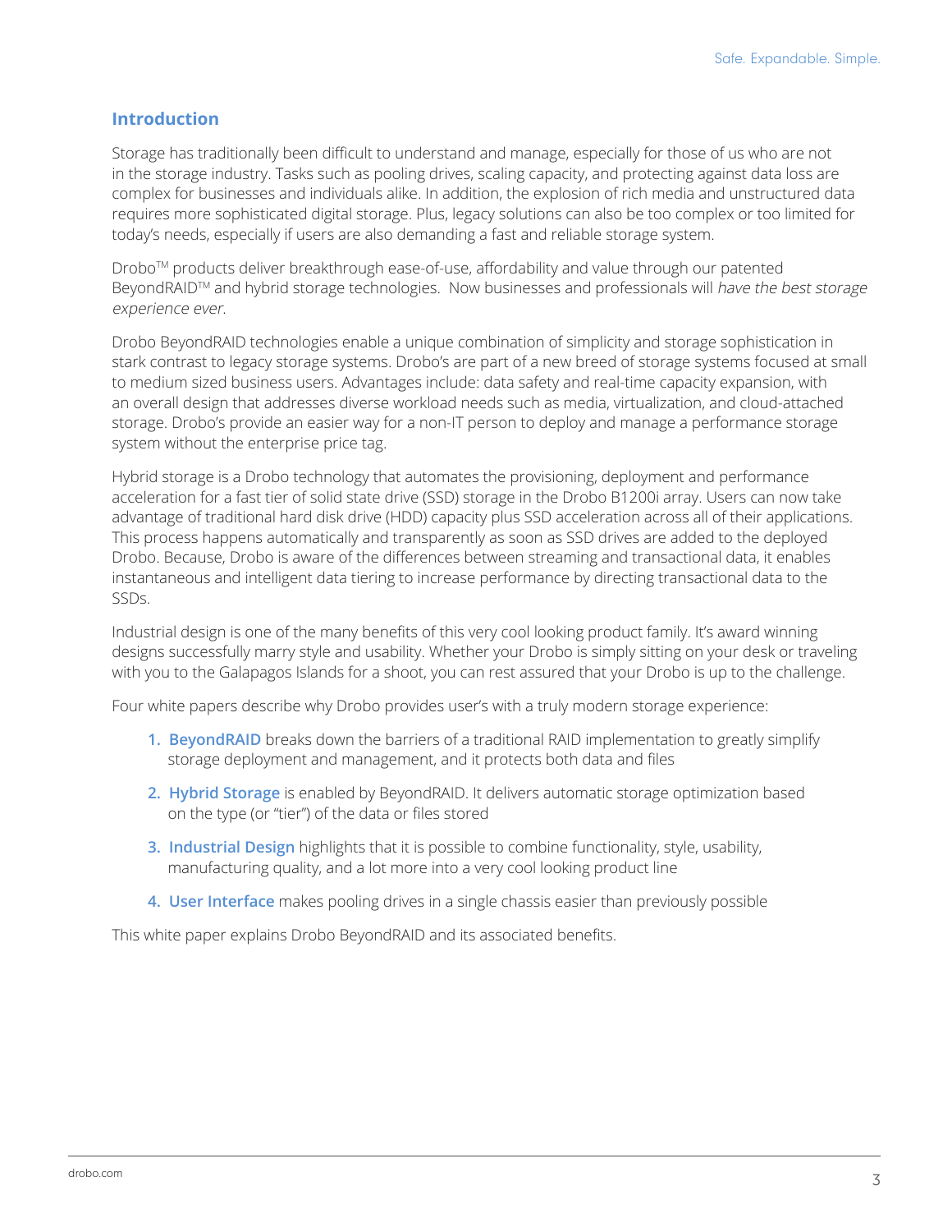## Introduction

Storage has traditionally been difficult to understand and manage, especially for those of us who are not in the storage industry. Tasks such as pooling drives, scaling capacity, and protecting against data loss are complex for businesses and individuals alike. In addition, the explosion of rich media and unstructured data requires more sophisticated digital storage. Plus, legacy solutions can also be too complex or too limited for today's needs, especially if users are also demanding a fast and reliable storage system.

Drobo™ products deliver breakthrough ease-of-use, affordability and value through our patented BeyondRAID™ and hybrid storage technologies. Now businesses and professionals will *have the best storage experience ever.*

Drobo BeyondRAID technologies enable a unique combination of simplicity and storage sophistication in stark contrast to legacy storage systems. Drobo's are part of a new breed of storage systems focused at small to medium sized business users. Advantages include: data safety and real-time capacity expansion, with an overall design that addresses diverse workload needs such as media, virtualization, and cloud-attached storage. Drobo's provide an easier way for a non-IT person to deploy and manage a performance storage system without the enterprise price tag.

Hybrid storage is a Drobo technology that automates the provisioning, deployment and performance acceleration for a fast tier of solid state drive (SSD) storage in the Drobo B1200i array. Users can now take advantage of traditional hard disk drive (HDD) capacity plus SSD acceleration across all of their applications. This process happens automatically and transparently as soon as SSD drives are added to the deployed Drobo. Because, Drobo is aware of the differences between streaming and transactional data, it enables instantaneous and intelligent data tiering to increase performance by directing transactional data to the SSDs.

Industrial design is one of the many benefits of this very cool looking product family. It's award winning designs successfully marry style and usability. Whether your Drobo is simply sitting on your desk or traveling with you to the Galapagos Islands for a shoot, you can rest assured that your Drobo is up to the challenge.

Four white papers describe why Drobo provides user's with a truly modern storage experience:

1. **BeyondRAID** breaks down the barriers of a traditional RAID implementation to greatly simplify storage deployment and management, and it protects both data and files
2. **Hybrid Storage** is enabled by BeyondRAID. It delivers automatic storage optimization based on the type (or "tier") of the data or files stored
3. **Industrial Design** highlights that it is possible to combine functionality, style, usability, manufacturing quality, and a lot more into a very cool looking product line
4. **User Interface** makes pooling drives in a single chassis easier than previously possible

This white paper explains Drobo BeyondRAID and its associated benefits.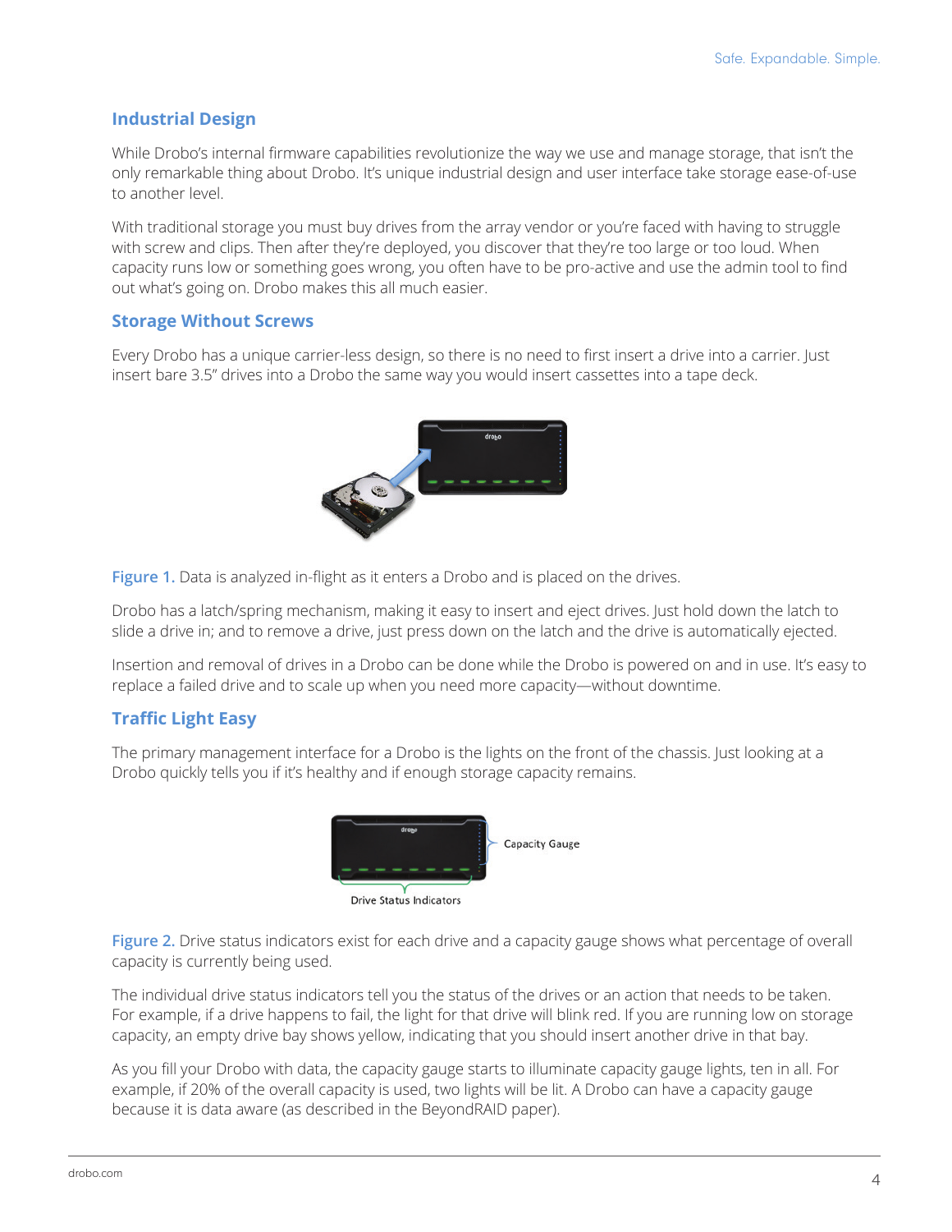## Industrial Design

While Drobo's internal firmware capabilities revolutionize the way we use and manage storage, that isn't the only remarkable thing about Drobo. It's unique industrial design and user interface take storage ease-of-use to another level.

With traditional storage you must buy drives from the array vendor or you're faced with having to struggle with screw and clips. Then after they're deployed, you discover that they're too large or too loud. When capacity runs low or something goes wrong, you often have to be pro-active and use the admin tool to find out what's going on. Drobo makes this all much easier.

## Storage Without Screws

Every Drobo has a unique carrier-less design, so there is no need to first insert a drive into a carrier. Just insert bare 3.5" drives into a Drobo the same way you would insert cassettes into a tape deck.

**Figure 1.** Data is analyzed in-flight as it enters a Drobo and is placed on the drives.

Drobo has a latch/spring mechanism, making it easy to insert and eject drives. Just hold down the latch to slide a drive in; and to remove a drive, just press down on the latch and the drive is automatically ejected.

Insertion and removal of drives in a Drobo can be done while the Drobo is powered on and in use. It's easy to replace a failed drive and to scale up when you need more capacity—without downtime.

## Traffic Light Easy

The primary management interface for a Drobo is the lights on the front of the chassis. Just looking at a Drobo quickly tells you if it's healthy and if enough storage capacity remains.

Capacity Gauge

Drive Status Indicators

**Figure 2.** Drive status indicators exist for each drive and a capacity gauge shows what percentage of overall capacity is currently being used.

The individual drive status indicators tell you the status of the drives or an action that needs to be taken. For example, if a drive happens to fail, the light for that drive will blink red. If you are running low on storage capacity, an empty drive bay shows yellow, indicating that you should insert another drive in that bay.

As you fill your Drobo with data, the capacity gauge starts to illuminate capacity gauge lights, ten in all. For example, if 20% of the overall capacity is used, two lights will be lit. A Drobo can have a capacity gauge because it is data aware (as described in the BeyondRAID paper).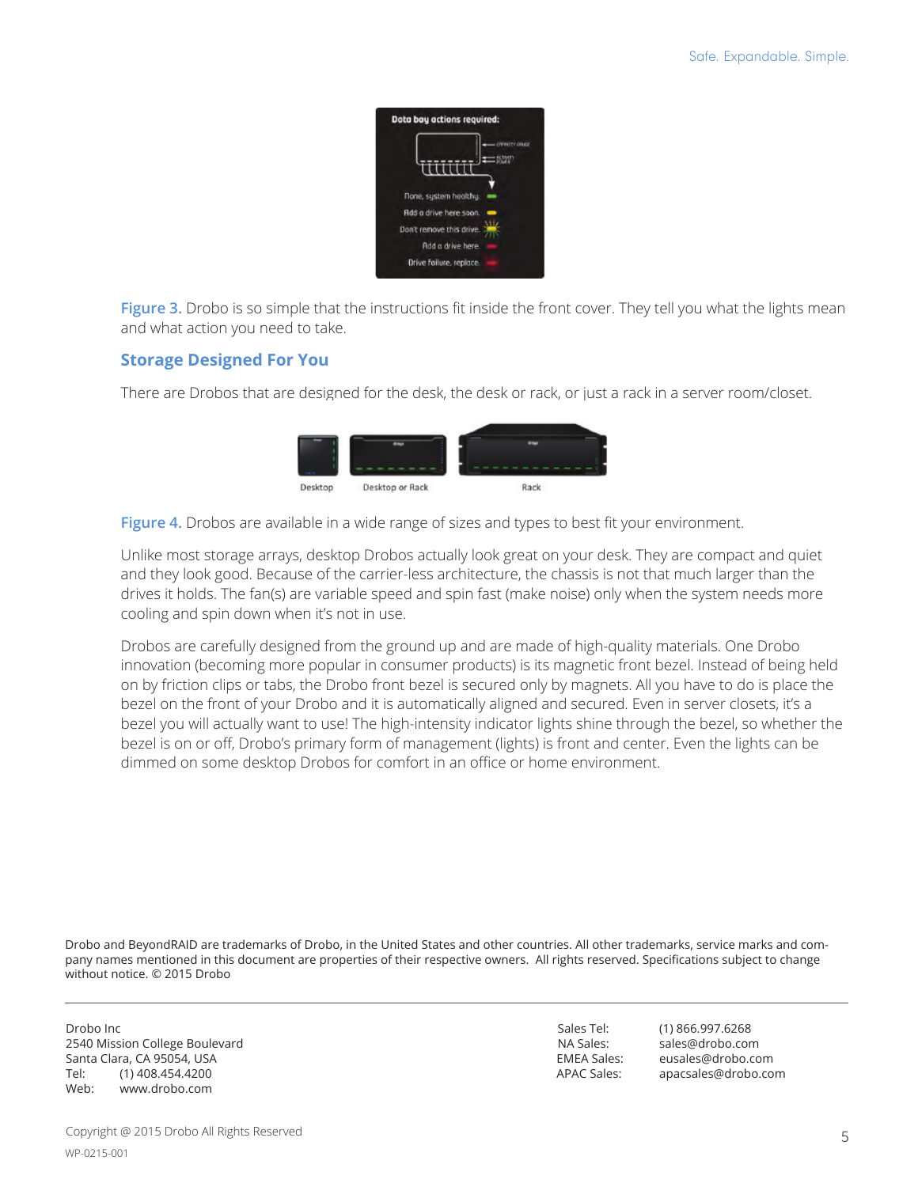Data bay actions required:

None, system healthy.

Add a drive here soon.

Don't remove this drive.

Add a drive here.

Drive failure, replace.

**Figure 3.** Drobo is so simple that the instructions fit inside the front cover. They tell you what the lights mean and what action you need to take.

## Storage Designed For You

There are Drobos that are designed for the desk, the desk or rack, or just a rack in a server room/closet.

Desktop

Desktop or Rack

Rack

**Figure 4.** Drobos are available in a wide range of sizes and types to best fit your environment.

Unlike most storage arrays, desktop Drobos actually look great on your desk. They are compact and quiet and they look good. Because of the carrier-less architecture, the chassis is not that much larger than the drives it holds. The fan(s) are variable speed and spin fast (make noise) only when the system needs more cooling and spin down when it's not in use.

Drobos are carefully designed from the ground up and are made of high-quality materials. One Drobo innovation (becoming more popular in consumer products) is its magnetic front bezel. Instead of being held on by friction clips or tabs, the Drobo front bezel is secured only by magnets. All you have to do is place the bezel on the front of your Drobo and it is automatically aligned and secured. Even in server closets, it's a bezel you will actually want to use! The high-intensity indicator lights shine through the bezel, so whether the bezel is on or off, Drobo's primary form of management (lights) is front and center. Even the lights can be dimmed on some desktop Drobos for comfort in an office or home environment.

Drobo and BeyondRAID are trademarks of Drobo, in the United States and other countries. All other trademarks, service marks and company names mentioned in this document are properties of their respective owners. All rights reserved. Specifications subject to change without notice. © 2015 Drobo

Drobo Inc
2540 Mission College Boulevard
Santa Clara, CA 95054, USA
Tel: (1) 408.454.4200
Web: www.drobo.com

Sales Tel: (1) 866.997.6268
NA Sales: sales@drobo.com
EMEA Sales: eusales@drobo.com
APAC Sales: apacsales@drobo.com

Copyright @ 2015 Drobo All Rights Reserved

WP-0215-001